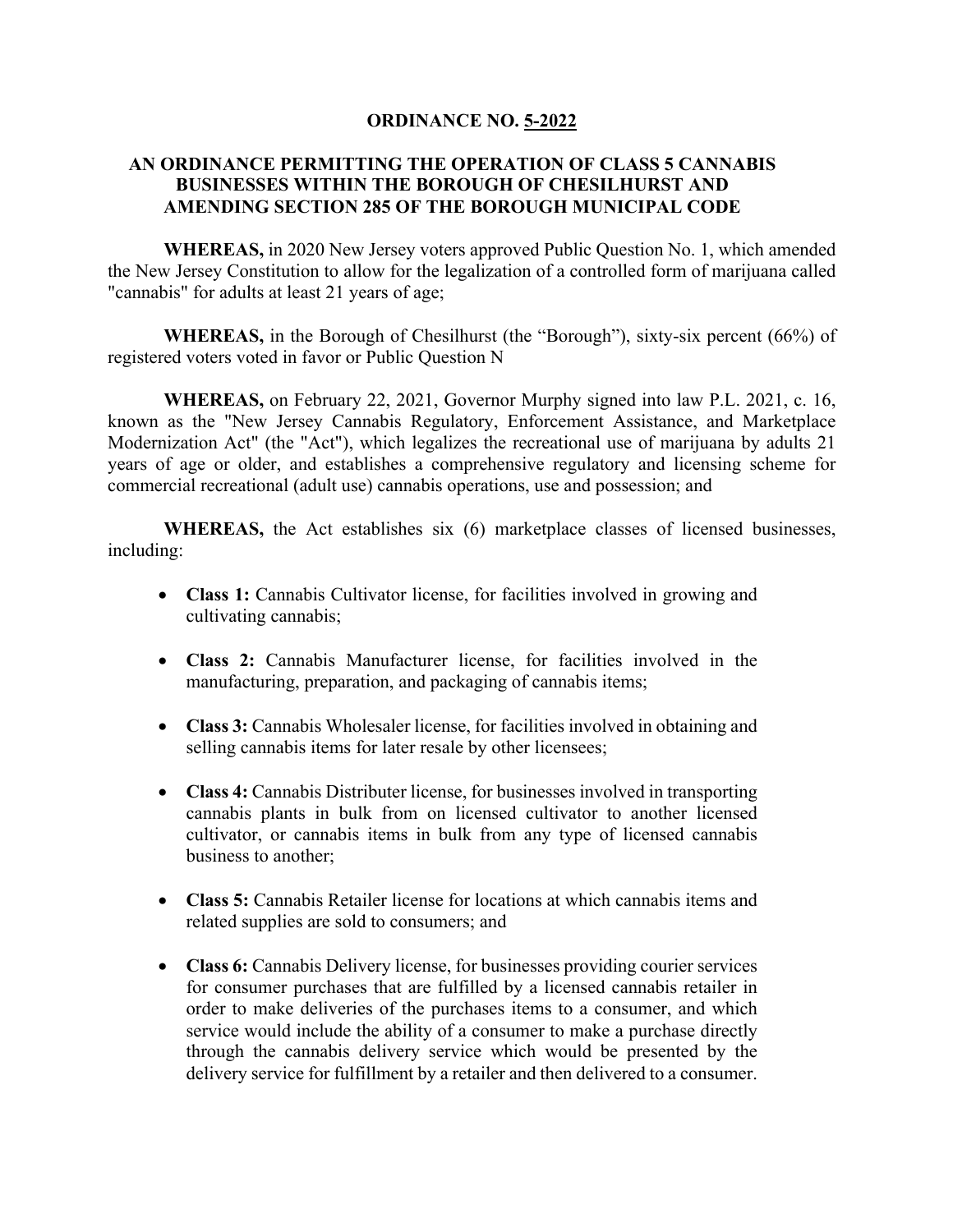# ORDINANCE NO. 5-2022

## AN ORDINANCE PERMITTING THE OPERATION OF CLASS 5 CANNABIS BUSINESSES WITHIN THE BOROUGH OF CHESILHURST AND AMENDING SECTION 285 OF THE BOROUGH MUNICIPAL CODE

**WHEREAS,** in 2020 New Jersey voters approved Public Question No. 1, which amended the New Jersey Constitution to allow for the legalization of a controlled form of marijuana called "cannabis" for adults at least 21 years of age;

**WHEREAS,** in the Borough of Chesilhurst (the "Borough"), sixty-six percent (66%) of registered voters voted in favor or Public Question N

**WHEREAS,** on February 22, 2021, Governor Murphy signed into law P.L. 2021, c. 16, known as the "New Jersey Cannabis Regulatory, Enforcement Assistance, and Marketplace Modernization Act" (the "Act"), which legalizes the recreational use of marijuana by adults 21 years of age or older, and establishes a comprehensive regulatory and licensing scheme for commercial recreational (adult use) cannabis operations, use and possession; and

**WHEREAS,** the Act establishes six (6) marketplace classes of licensed businesses, including:

- **Class 1:** Cannabis Cultivator license, for facilities involved in growing and cultivating cannabis;
- **Class 2:** Cannabis Manufacturer license, for facilities involved in the manufacturing, preparation, and packaging of cannabis items;
- **Class 3:** Cannabis Wholesaler license, for facilities involved in obtaining and selling cannabis items for later resale by other licensees;
- **Class 4:** Cannabis Distributer license, for businesses involved in transporting cannabis plants in bulk from on licensed cultivator to another licensed cultivator, or cannabis items in bulk from any type of licensed cannabis business to another;
- **Class 5:** Cannabis Retailer license for locations at which cannabis items and related supplies are sold to consumers; and
- **Class 6:** Cannabis Delivery license, for businesses providing courier services for consumer purchases that are fulfilled by a licensed cannabis retailer in order to make deliveries of the purchases items to a consumer, and which service would include the ability of a consumer to make a purchase directly through the cannabis delivery service which would be presented by the delivery service for fulfillment by a retailer and then delivered to a consumer.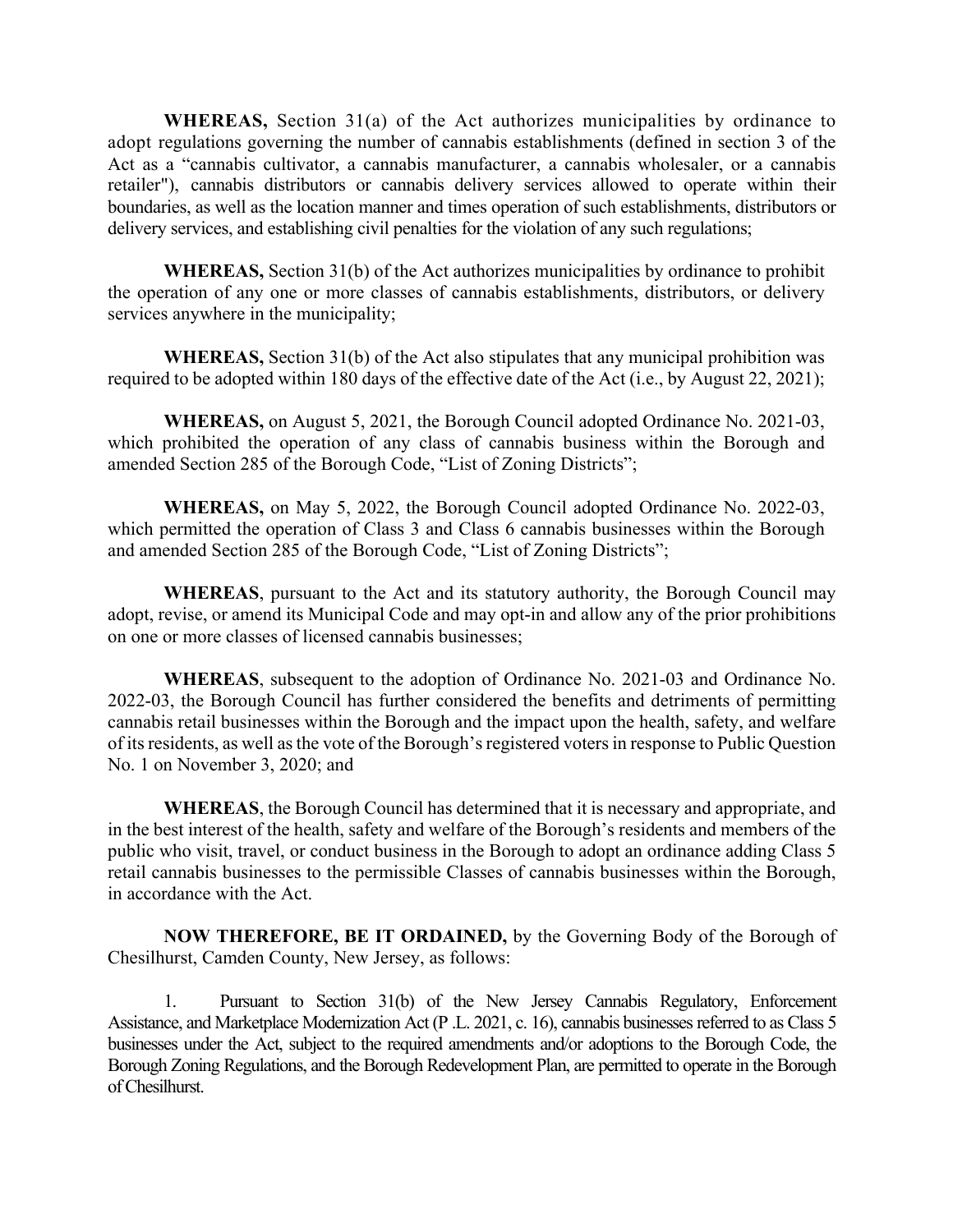**WHEREAS,** Section 31(a) of the Act authorizes municipalities by ordinance to adopt regulations governing the number of cannabis establishments (defined in section 3 of the Act as a "cannabis cultivator, a cannabis manufacturer, a cannabis wholesaler, or a cannabis retailer"), cannabis distributors or cannabis delivery services allowed to operate within their boundaries, as well as the location manner and times operation of such establishments, distributors or delivery services, and establishing civil penalties for the violation of any such regulations;

**WHEREAS,** Section 31(b) of the Act authorizes municipalities by ordinance to prohibit the operation of any one or more classes of cannabis establishments, distributors, or delivery services anywhere in the municipality;

**WHEREAS,** Section 31(b) of the Act also stipulates that any municipal prohibition was required to be adopted within 180 days of the effective date of the Act (i.e., by August 22, 2021);

**WHEREAS,** on August 5, 2021, the Borough Council adopted Ordinance No. 2021-03, which prohibited the operation of any class of cannabis business within the Borough and amended Section 285 of the Borough Code, "List of Zoning Districts";

**WHEREAS,** on May 5, 2022, the Borough Council adopted Ordinance No. 2022-03, which permitted the operation of Class 3 and Class 6 cannabis businesses within the Borough and amended Section 285 of the Borough Code, "List of Zoning Districts";

**WHEREAS**, pursuant to the Act and its statutory authority, the Borough Council may adopt, revise, or amend its Municipal Code and may opt-in and allow any of the prior prohibitions on one or more classes of licensed cannabis businesses;

**WHEREAS**, subsequent to the adoption of Ordinance No. 2021-03 and Ordinance No. 2022-03, the Borough Council has further considered the benefits and detriments of permitting cannabis retail businesses within the Borough and the impact upon the health, safety, and welfare of its residents, as well as the vote of the Borough's registered voters in response to Public Question No. 1 on November 3, 2020; and

**WHEREAS**, the Borough Council has determined that it is necessary and appropriate, and in the best interest of the health, safety and welfare of the Borough's residents and members of the public who visit, travel, or conduct business in the Borough to adopt an ordinance adding Class 5 retail cannabis businesses to the permissible Classes of cannabis businesses within the Borough, in accordance with the Act.

**NOW THEREFORE, BE IT ORDAINED,** by the Governing Body of the Borough of Chesilhurst, Camden County, New Jersey, as follows:

1. Pursuant to Section 31(b) of the New Jersey Cannabis Regulatory, Enforcement Assistance, and Marketplace Modernization Act (P .L. 2021, c. 16), cannabis businesses referred to as Class 5 businesses under the Act, subject to the required amendments and/or adoptions to the Borough Code, the Borough Zoning Regulations, and the Borough Redevelopment Plan, are permitted to operate in the Borough of Chesilhurst.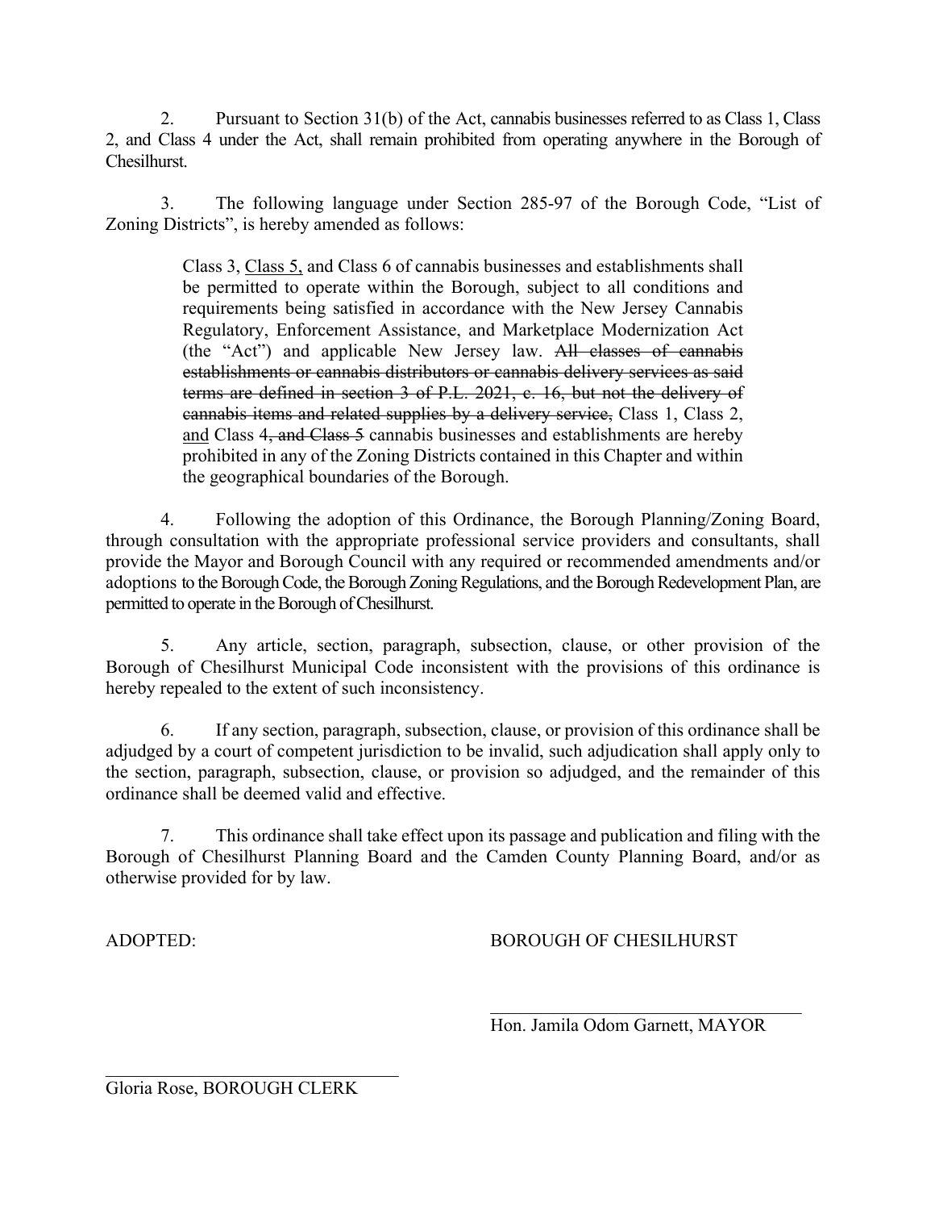2. Pursuant to Section 31(b) of the Act, cannabis businesses referred to as Class 1, Class 2, and Class 4 under the Act, shall remain prohibited from operating anywhere in the Borough of Chesilhurst.

3. The following language under Section 285-97 of the Borough Code, "List of Zoning Districts", is hereby amended as follows:

> Class 3, <u>Class 5,</u> and Class 6 of cannabis businesses and establishments shall be permitted to operate within the Borough, subject to all conditions and requirements being satisfied in accordance with the New Jersey Cannabis Regulatory, Enforcement Assistance, and Marketplace Modernization Act (the "Act") and applicable New Jersey law. ~~All classes of cannabis establishments or cannabis distributors or cannabis delivery services as said terms are defined in section 3 of P.L. 2021, c. 16, but not the delivery of cannabis items and related supplies by a delivery service,~~ Class 1, Class 2, <u>and</u> Class 4~~, and Class 5~~ cannabis businesses and establishments are hereby prohibited in any of the Zoning Districts contained in this Chapter and within the geographical boundaries of the Borough.

4. Following the adoption of this Ordinance, the Borough Planning/Zoning Board, through consultation with the appropriate professional service providers and consultants, shall provide the Mayor and Borough Council with any required or recommended amendments and/or adoptions to the Borough Code, the Borough Zoning Regulations, and the Borough Redevelopment Plan, are permitted to operate in the Borough of Chesilhurst.

5. Any article, section, paragraph, subsection, clause, or other provision of the Borough of Chesilhurst Municipal Code inconsistent with the provisions of this ordinance is hereby repealed to the extent of such inconsistency.

6. If any section, paragraph, subsection, clause, or provision of this ordinance shall be adjudged by a court of competent jurisdiction to be invalid, such adjudication shall apply only to the section, paragraph, subsection, clause, or provision so adjudged, and the remainder of this ordinance shall be deemed valid and effective.

7. This ordinance shall take effect upon its passage and publication and filing with the Borough of Chesilhurst Planning Board and the Camden County Planning Board, and/or as otherwise provided for by law.

ADOPTED: BOROUGH OF CHESILHURST

\_\_\_\_\_\_\_\_\_\_\_\_\_\_\_\_\_\_\_\_\_\_\_\_\_\_\_\_\_\_\_\_\_\_

Hon. Jamila Odom Garnett, MAYOR

\_\_\_\_\_\_\_\_\_\_\_\_\_\_\_\_\_\_\_\_\_\_\_\_\_\_\_\_\_\_\_\_\_\_

Gloria Rose, BOROUGH CLERK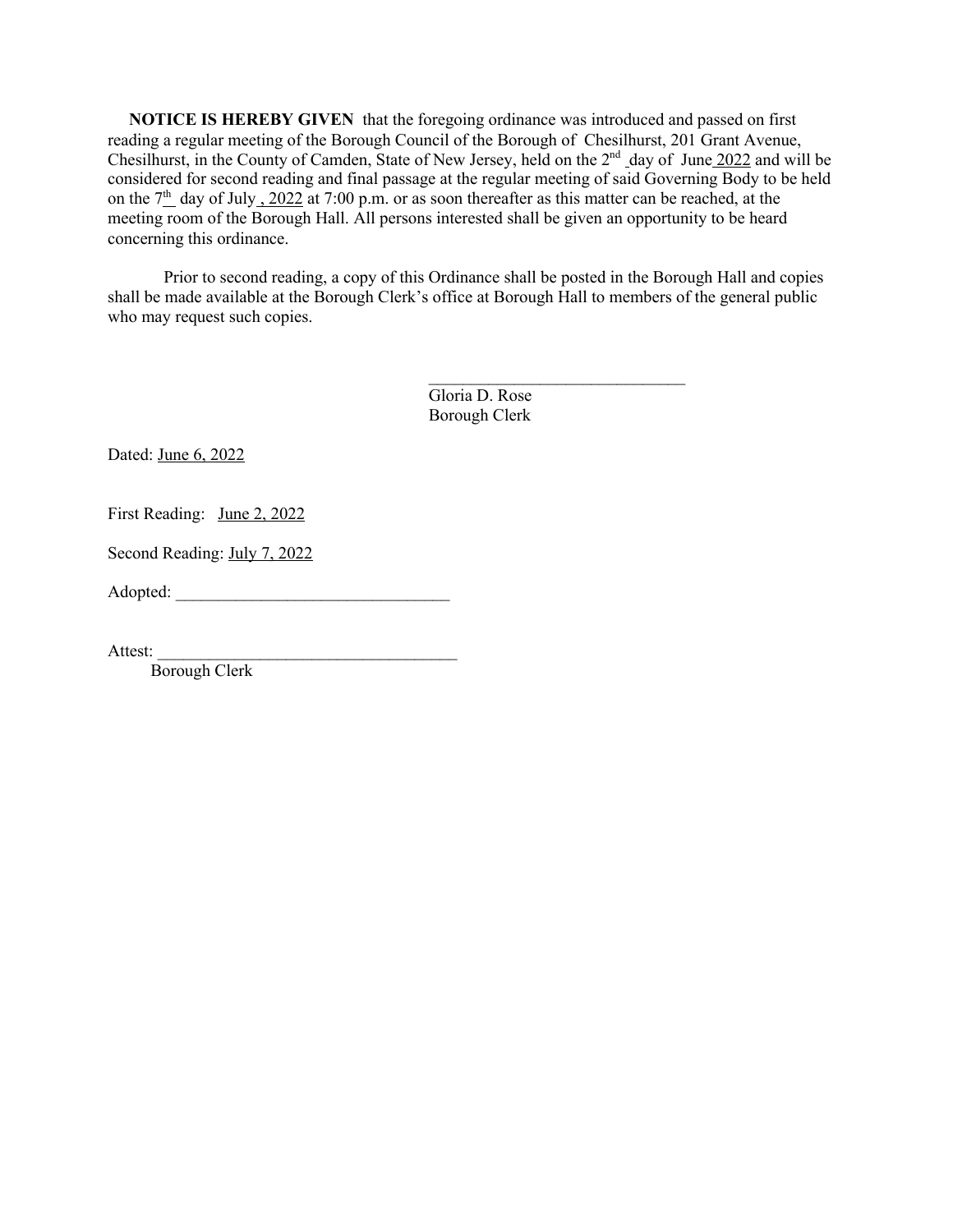**NOTICE IS HEREBY GIVEN** that the foregoing ordinance was introduced and passed on first reading a regular meeting of the Borough Council of the Borough of Chesilhurst, 201 Grant Avenue, Chesilhurst, in the County of Camden, State of New Jersey, held on the 2nd day of June 2022 and will be considered for second reading and final passage at the regular meeting of said Governing Body to be held on the 7th day of July, 2022 at 7:00 p.m. or as soon thereafter as this matter can be reached, at the meeting room of the Borough Hall. All persons interested shall be given an opportunity to be heard concerning this ordinance.

Prior to second reading, a copy of this Ordinance shall be posted in the Borough Hall and copies shall be made available at the Borough Clerk's office at Borough Hall to members of the general public who may request such copies.

\_\_\_\_\_\_\_\_\_\_\_\_\_\_\_\_\_\_\_\_\_\_\_\_\_\_\_\_\_\_
Gloria D. Rose
Borough Clerk

Dated: June 6, 2022

First Reading: June 2, 2022

Second Reading: July 7, 2022

Adopted: \_\_\_\_\_\_\_\_\_\_\_\_\_\_\_\_\_\_\_\_\_\_\_\_\_\_\_\_\_\_

Attest: \_\_\_\_\_\_\_\_\_\_\_\_\_\_\_\_\_\_\_\_\_\_\_\_\_\_\_\_\_\_\_\_\_\_
Borough Clerk